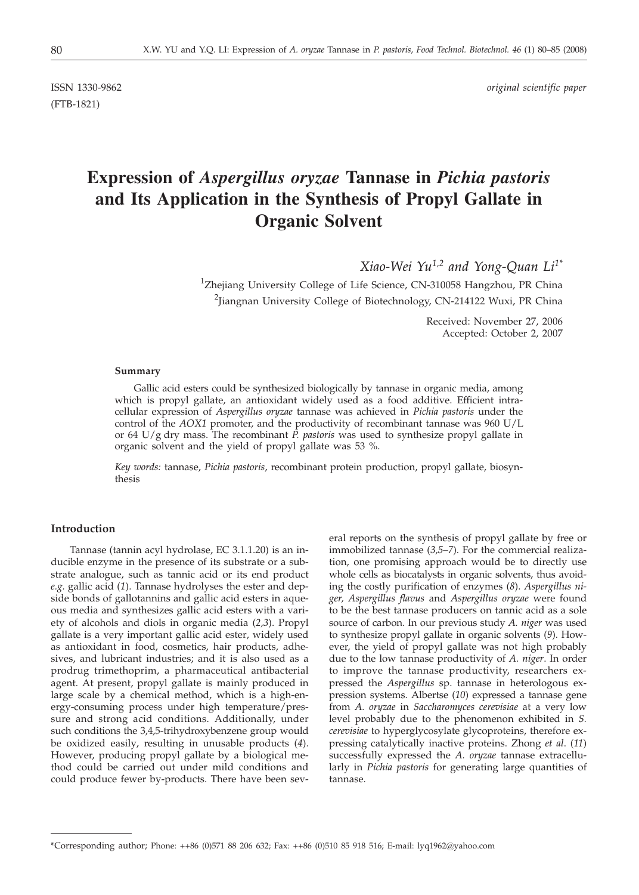ISSN 1330-9862 *original scientific paper*

(FTB-1821)

# Expression of *Aspergillus oryzae* Tannase in *Pichia pastoris* and Its Application in the Synthesis of Propyl Gallate in Organic Solvent

*Xiao-Wei Yu*[1,2] *and Yong-Quan Li*[1*]

[1]Zhejiang University College of Life Science, CN-310058 Hangzhou, PR China

[2]Jiangnan University College of Biotechnology, CN-214122 Wuxi, PR China

Received: November 27, 2006
Accepted: October 2, 2007

#### Summary

Gallic acid esters could be synthesized biologically by tannase in organic media, among which is propyl gallate, an antioxidant widely used as a food additive. Efficient intracellular expression of *Aspergillus oryzae* tannase was achieved in *Pichia pastoris* under the control of the *AOX1* promoter, and the productivity of recombinant tannase was 960 U/L or 64 U/g dry mass. The recombinant *P. pastoris* was used to synthesize propyl gallate in organic solvent and the yield of propyl gallate was 53 %.

*Key words:* tannase, *Pichia pastoris*, recombinant protein production, propyl gallate, biosynthesis

## Introduction

Tannase (tannin acyl hydrolase, EC 3.1.1.20) is an inducible enzyme in the presence of its substrate or a substrate analogue, such as tannic acid or its end product *e.g.* gallic acid (*1*). Tannase hydrolyses the ester and depside bonds of gallotannins and gallic acid esters in aqueous media and synthesizes gallic acid esters with a variety of alcohols and diols in organic media (*2,3*). Propyl gallate is a very important gallic acid ester, widely used as antioxidant in food, cosmetics, hair products, adhesives, and lubricant industries; and it is also used as a prodrug trimethoprim, a pharmaceutical antibacterial agent. At present, propyl gallate is mainly produced in large scale by a chemical method, which is a high-energy-consuming process under high temperature/pressure and strong acid conditions. Additionally, under such conditions the 3,4,5-trihydroxybenzene group would be oxidized easily, resulting in unusable products (*4*). However, producing propyl gallate by a biological method could be carried out under mild conditions and could produce fewer by-products. There have been several reports on the synthesis of propyl gallate by free or immobilized tannase (*3,5–7*). For the commercial realization, one promising approach would be to directly use whole cells as biocatalysts in organic solvents, thus avoiding the costly purification of enzymes (*8*). *Aspergillus niger, Aspergillus flavus* and *Aspergillus oryzae* were found to be the best tannase producers on tannic acid as a sole source of carbon. In our previous study *A. niger* was used to synthesize propyl gallate in organic solvents (*9*). However, the yield of propyl gallate was not high probably due to the low tannase productivity of *A. niger*. In order to improve the tannase productivity, researchers expressed the *Aspergillus* sp. tannase in heterologous expression systems. Albertse (*10*) expressed a tannase gene from *A. oryzae* in *Saccharomyces cerevisiae* at a very low level probably due to the phenomenon exhibited in *S. cerevisiae* to hyperglycosylate glycoproteins, therefore expressing catalytically inactive proteins. Zhong *et al*. (*11*) successfully expressed the *A. oryzae* tannase extracellularly in *Pichia pastoris* for generating large quantities of tannase.

*Corresponding author; Phone: ++86 (0)571 88 206 632; Fax: ++86 (0)510 85 918 516; E-mail: lyq1962@yahoo.com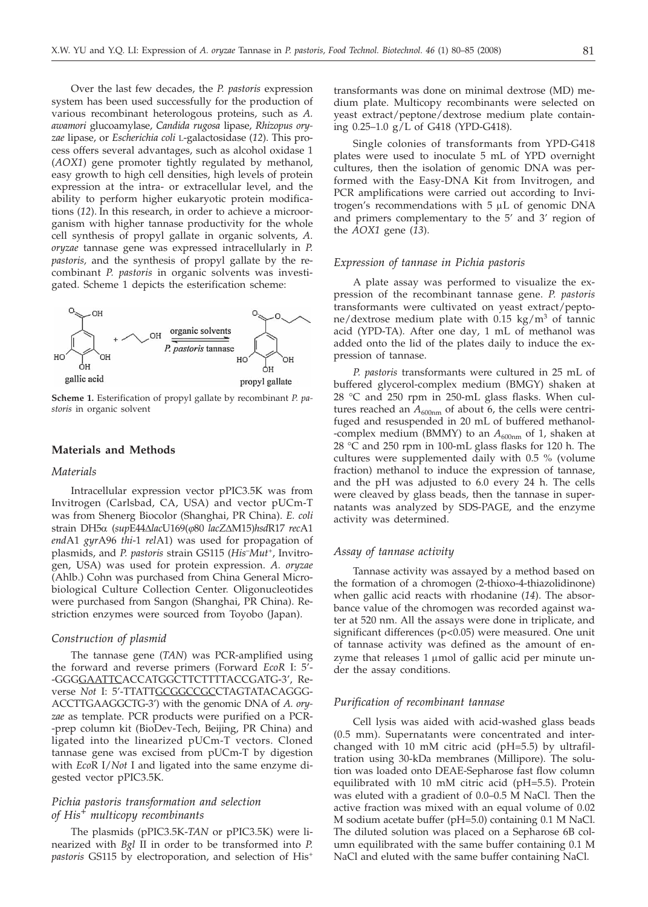Over the last few decades, the *P. pastoris* expression system has been used successfully for the production of various recombinant heterologous proteins, such as *A. awamori* glucoamylase, *Candida rugosa* lipase, *Rhizopus oryzae* lipase, or *Escherichia coli* L-galactosidase (*12*). This process offers several advantages, such as alcohol oxidase 1 (*AOX1*) gene promoter tightly regulated by methanol, easy growth to high cell densities, high levels of protein expression at the intra- or extracellular level, and the ability to perform higher eukaryotic protein modifications (*12*). In this research, in order to achieve a microorganism with higher tannase productivity for the whole cell synthesis of propyl gallate in organic solvents, *A. oryzae* tannase gene was expressed intracellularly in *P. pastoris*, and the synthesis of propyl gallate by the recombinant *P. pastoris* in organic solvents was investigated. Scheme 1 depicts the esterification scheme:

**Scheme 1.** Esterification of propyl gallate by recombinant *P. pastoris* in organic solvent

## Materials and Methods

### *Materials*

Intracellular expression vector pPIC3.5K was from Invitrogen (Carlsbad, CA, USA) and vector pUCm-T was from Shenerg Biocolor (Shanghai, PR China). *E. coli* strain DH5α (*sup*E44Δ*lac*U169(φ80 *lac*ZΔM15)*hsd*R17 *rec*A1 *end*A1 *gyr*A96 *thi*-1 *rel*A1) was used for propagation of plasmids, and *P. pastoris* strain GS115 (*His⁻Mut⁺*, Invitrogen, USA) was used for protein expression. *A. oryzae* (Ahlb.) Cohn was purchased from China General Microbiological Culture Collection Center. Oligonucleotides were purchased from Sangon (Shanghai, PR China). Restriction enzymes were sourced from Toyobo (Japan).

### *Construction of plasmid*

The tannase gene (*TAN*) was PCR-amplified using the forward and reverse primers (Forward *EcoR* I: 5'-GGGGAATTCACCATGGCTTCTTTACCGATG-3', Reverse *Not* I: 5'-TTATTGCGGCCGCCTAGTATACAGGGACCTTGAAGGCTG-3') with the genomic DNA of *A. oryzae* as template. PCR products were purified on a PCR-prep column kit (BioDev-Tech, Beijing, PR China) and ligated into the linearized pUCm-T vectors. Cloned tannase gene was excised from pUCm-T by digestion with *Eco*R I/*Not* I and ligated into the same enzyme digested vector pPIC3.5K.

### *Pichia pastoris transformation and selection of His⁺ multicopy recombinants*

The plasmids (pPIC3.5K-*TAN* or pPIC3.5K) were linearized with *Bgl* II in order to be transformed into *P. pastoris* GS115 by electroporation, and selection of His⁺ transformants was done on minimal dextrose (MD) medium plate. Multicopy recombinants were selected on yeast extract/peptone/dextrose medium plate containing 0.25–1.0 g/L of G418 (YPD-G418).

Single colonies of transformants from YPD-G418 plates were used to inoculate 5 mL of YPD overnight cultures, then the isolation of genomic DNA was performed with the Easy-DNA Kit from Invitrogen, and PCR amplifications were carried out according to Invitrogen's recommendations with 5 μL of genomic DNA and primers complementary to the 5' and 3' region of the *AOX1* gene (*13*).

### *Expression of tannase in Pichia pastoris*

A plate assay was performed to visualize the expression of the recombinant tannase gene. *P. pastoris* transformants were cultivated on yeast extract/peptone/dextrose medium plate with 0.15 $kg/m^3$ of tannic acid (YPD-TA). After one day, 1 mL of methanol was added onto the lid of the plates daily to induce the expression of tannase.

*P. pastoris* transformants were cultured in 25 mL of buffered glycerol-complex medium (BMGY) shaken at 28 °C and 250 rpm in 250-mL glass flasks. When cultures reached an $A_{600nm}$ of about 6, the cells were centrifuged and resuspended in 20 mL of buffered methanol-complex medium (BMMY) to an $A_{600nm}$ of 1, shaken at 28 °C and 250 rpm in 100-mL glass flasks for 120 h. The cultures were supplemented daily with 0.5 % (volume fraction) methanol to induce the expression of tannase, and the pH was adjusted to 6.0 every 24 h. The cells were cleaved by glass beads, then the tannase in supernatants was analyzed by SDS-PAGE, and the enzyme activity was determined.

### *Assay of tannase activity*

Tannase activity was assayed by a method based on the formation of a chromogen (2-thioxo-4-thiazolidinone) when gallic acid reacts with rhodanine (*14*). The absorbance value of the chromogen was recorded against water at 520 nm. All the assays were done in triplicate, and significant differences ($p<0.05$) were measured. One unit of tannase activity was defined as the amount of enzyme that releases 1 μmol of gallic acid per minute under the assay conditions.

### *Purification of recombinant tannase*

Cell lysis was aided with acid-washed glass beads (0.5 mm). Supernatants were concentrated and interchanged with 10 mM citric acid (pH=5.5) by ultrafiltration using 30-kDa membranes (Millipore). The solution was loaded onto DEAE-Sepharose fast flow column equilibrated with 10 mM citric acid (pH=5.5). Protein was eluted with a gradient of 0.0–0.5 M NaCl. Then the active fraction was mixed with an equal volume of 0.02 M sodium acetate buffer (pH=5.0) containing 0.1 M NaCl. The diluted solution was placed on a Sepharose 6B column equilibrated with the same buffer containing 0.1 M NaCl and eluted with the same buffer containing NaCl.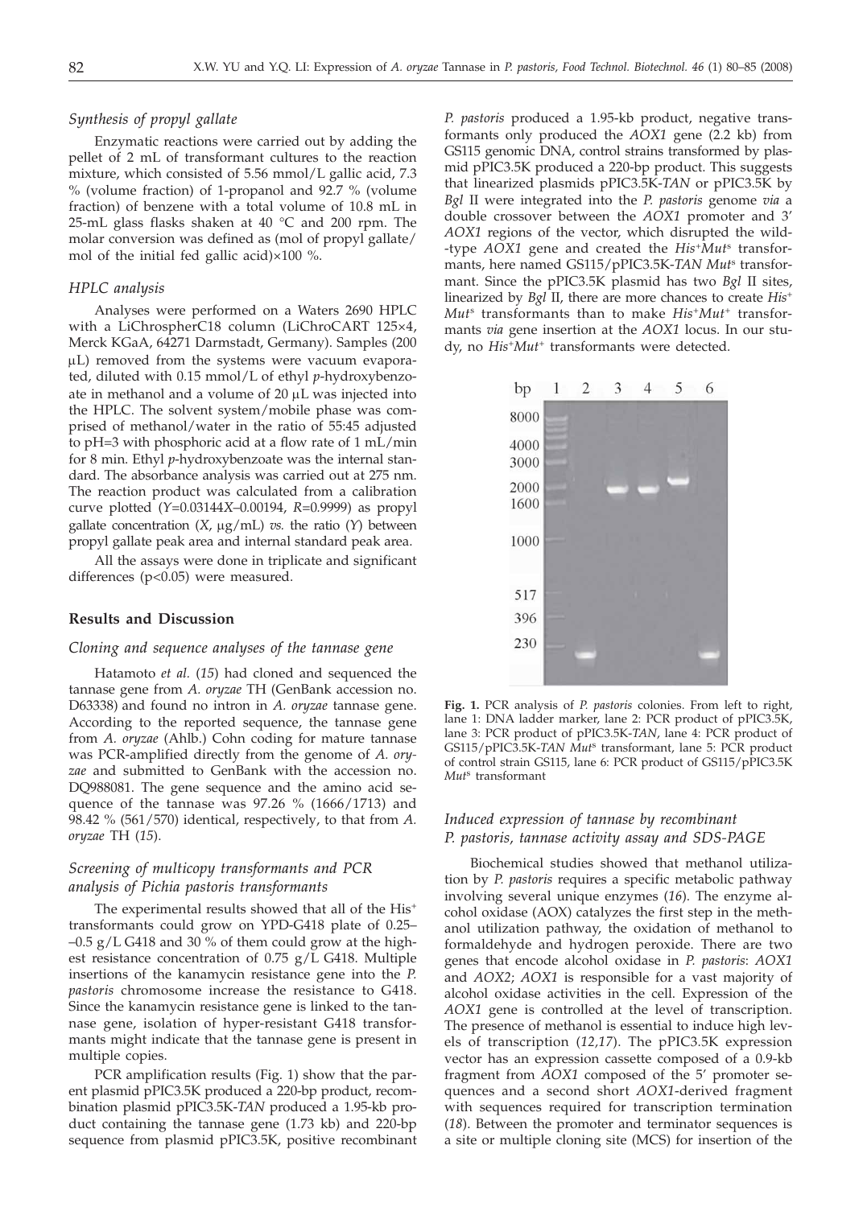### *Synthesis of propyl gallate*

Enzymatic reactions were carried out by adding the pellet of 2 mL of transformant cultures to the reaction mixture, which consisted of 5.56 mmol/L gallic acid, 7.3 % (volume fraction) of 1-propanol and 92.7 % (volume fraction) of benzene with a total volume of 10.8 mL in 25-mL glass flasks shaken at 40 °C and 200 rpm. The molar conversion was defined as (mol of propyl gallate/ mol of the initial fed gallic acid)×100 %.

### *HPLC analysis*

Analyses were performed on a Waters 2690 HPLC with a LiChrospherC18 column (LiChroCART 125×4, Merck KGaA, 64271 Darmstadt, Germany). Samples (200 μL) removed from the systems were vacuum evaporated, diluted with 0.15 mmol/L of ethyl *p*-hydroxybenzoate in methanol and a volume of 20 μL was injected into the HPLC. The solvent system/mobile phase was comprised of methanol/water in the ratio of 55:45 adjusted to pH=3 with phosphoric acid at a flow rate of 1 mL/min for 8 min. Ethyl *p*-hydroxybenzoate was the internal standard. The absorbance analysis was carried out at 275 nm. The reaction product was calculated from a calibration curve plotted ($Y$=0.03144$X$–0.00194, $R$=0.9999) as propyl gallate concentration ($X$, μg/mL) *vs.* the ratio ($Y$) between propyl gallate peak area and internal standard peak area.

All the assays were done in triplicate and significant differences ($p<0.05$) were measured.

## Results and Discussion

### *Cloning and sequence analyses of the tannase gene*

Hatamoto *et al.* (*15*) had cloned and sequenced the tannase gene from *A. oryzae* TH (GenBank accession no. D63338) and found no intron in *A. oryzae* tannase gene. According to the reported sequence, the tannase gene from *A. oryzae* (Ahlb.) Cohn coding for mature tannase was PCR-amplified directly from the genome of *A. oryzae* and submitted to GenBank with the accession no. DQ988081. The gene sequence and the amino acid sequence of the tannase was 97.26 % (1666/1713) and 98.42 % (561/570) identical, respectively, to that from *A. oryzae* TH (*15*).

### *Screening of multicopy transformants and PCR analysis of Pichia pastoris transformants*

The experimental results showed that all of the $His^+$ transformants could grow on YPD-G418 plate of 0.25–0.5 g/L G418 and 30 % of them could grow at the highest resistance concentration of 0.75 g/L G418. Multiple insertions of the kanamycin resistance gene into the *P. pastoris* chromosome increase the resistance to G418. Since the kanamycin resistance gene is linked to the tannase gene, isolation of hyper-resistant G418 transformants might indicate that the tannase gene is present in multiple copies.

PCR amplification results (Fig. 1) show that the parent plasmid pPIC3.5K produced a 220-bp product, recombination plasmid pPIC3.5K-*TAN* produced a 1.95-kb product containing the tannase gene (1.73 kb) and 220-bp sequence from plasmid pPIC3.5K, positive recombinant *P. pastoris* produced a 1.95-kb product, negative transformants only produced the *AOX1* gene (2.2 kb) from GS115 genomic DNA, control strains transformed by plasmid pPIC3.5K produced a 220-bp product. This suggests that linearized plasmids pPIC3.5K-*TAN* or pPIC3.5K by *Bgl* II were integrated into the *P. pastoris* genome *via* a double crossover between the *AOX1* promoter and 3' *AOX1* regions of the vector, which disrupted the wild-type *AOX1* gene and created the $His^+Mut^s$ transformants, here named GS115/pPIC3.5K-*TAN* $Mut^s$ transformant. Since the pPIC3.5K plasmid has two *Bgl* II sites, linearized by *Bgl* II, there are more chances to create $His^+Mut^s$ transformants than to make $His^+Mut^+$ transformants *via* gene insertion at the *AOX1* locus. In our study, no $His^+Mut^+$ transformants were detected.

**Fig. 1.** PCR analysis of *P. pastoris* colonies. From left to right, lane 1: DNA ladder marker, lane 2: PCR product of pPIC3.5K, lane 3: PCR product of pPIC3.5K-*TAN*, lane 4: PCR product of GS115/pPIC3.5K-*TAN* $Mut^s$ transformant, lane 5: PCR product of control strain GS115, lane 6: PCR product of GS115/pPIC3.5K $Mut^s$ transformant

### *Induced expression of tannase by recombinant P. pastoris, tannase activity assay and SDS-PAGE*

Biochemical studies showed that methanol utilization by *P. pastoris* requires a specific metabolic pathway involving several unique enzymes (*16*). The enzyme alcohol oxidase (AOX) catalyzes the first step in the methanol utilization pathway, the oxidation of methanol to formaldehyde and hydrogen peroxide. There are two genes that encode alcohol oxidase in *P. pastoris*: *AOX1* and *AOX2*; *AOX1* is responsible for a vast majority of alcohol oxidase activities in the cell. Expression of the *AOX1* gene is controlled at the level of transcription. The presence of methanol is essential to induce high levels of transcription (*12,17*). The pPIC3.5K expression vector has an expression cassette composed of a 0.9-kb fragment from *AOX1* composed of the 5' promoter sequences and a second short *AOX1*-derived fragment with sequences required for transcription termination (*18*). Between the promoter and terminator sequences is a site or multiple cloning site (MCS) for insertion of the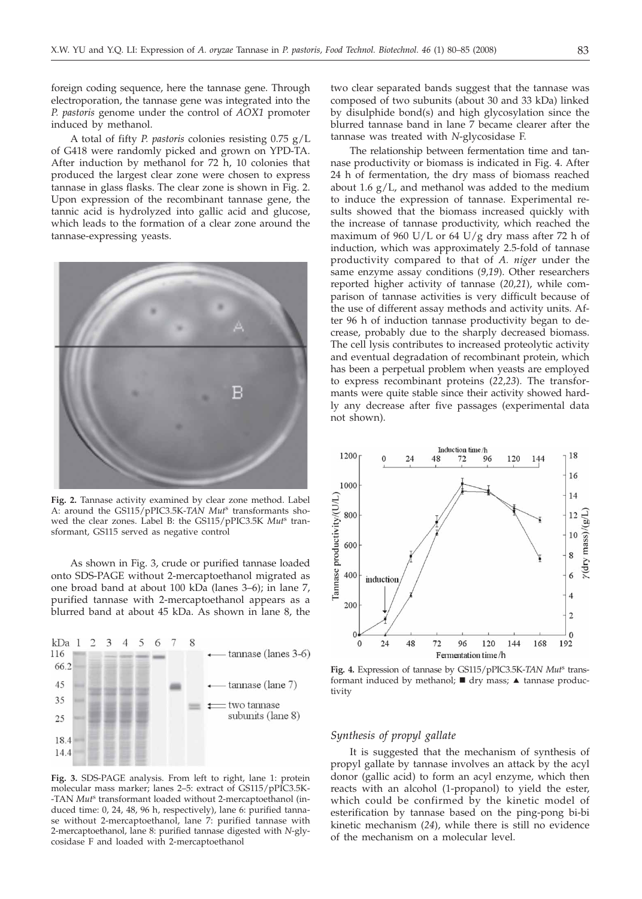foreign coding sequence, here the tannase gene. Through electroporation, the tannase gene was integrated into the *P. pastoris* genome under the control of *AOX1* promoter induced by methanol.

A total of fifty *P. pastoris* colonies resisting 0.75 g/L of G418 were randomly picked and grown on YPD-TA. After induction by methanol for 72 h, 10 colonies that produced the largest clear zone were chosen to express tannase in glass flasks. The clear zone is shown in Fig. 2. Upon expression of the recombinant tannase gene, the tannic acid is hydrolyzed into gallic acid and glucose, which leads to the formation of a clear zone around the tannase-expressing yeasts.

**Fig. 2.** Tannase activity examined by clear zone method. Label A: around the GS115/pPIC3.5K-*TAN Mut*$^s$ transformants showed the clear zones. Label B: the GS115/pPIC3.5K *Mut*$^s$ transformant, GS115 served as negative control

As shown in Fig. 3, crude or purified tannase loaded onto SDS-PAGE without 2-mercaptoethanol migrated as one broad band at about 100 kDa (lanes 3–6); in lane 7, purified tannase with 2-mercaptoethanol appears as a blurred band at about 45 kDa. As shown in lane 8, the two clear separated bands suggest that the tannase was composed of two subunits (about 30 and 33 kDa) linked by disulphide bond(s) and high glycosylation since the blurred tannase band in lane 7 became clearer after the tannase was treated with *N*-glycosidase F.

**Fig. 3.** SDS-PAGE analysis. From left to right, lane 1: protein molecular mass marker; lanes 2–5: extract of GS115/pPIC3.5K-TAN *Mut*$^s$ transformant loaded without 2-mercaptoethanol (induced time: 0, 24, 48, 96 h, respectively), lane 6: purified tannase without 2-mercaptoethanol, lane 7: purified tannase with 2-mercaptoethanol, lane 8: purified tannase digested with *N*-glycosidase F and loaded with 2-mercaptoethanol

The relationship between fermentation time and tannase productivity or biomass is indicated in Fig. 4. After 24 h of fermentation, the dry mass of biomass reached about 1.6 g/L, and methanol was added to the medium to induce the expression of tannase. Experimental results showed that the biomass increased quickly with the increase of tannase productivity, which reached the maximum of 960 U/L or 64 U/g dry mass after 72 h of induction, which was approximately 2.5-fold of tannase productivity compared to that of *A. niger* under the same enzyme assay conditions (*9,19*). Other researchers reported higher activity of tannase (*20,21*), while comparison of tannase activities is very difficult because of the use of different assay methods and activity units. After 96 h of induction tannase productivity began to decrease, probably due to the sharply decreased biomass. The cell lysis contributes to increased proteolytic activity and eventual degradation of recombinant protein, which has been a perpetual problem when yeasts are employed to express recombinant proteins (*22,23*). The transformants were quite stable since their activity showed hardly any decrease after five passages (experimental data not shown).

**Fig. 4.** Expression of tannase by GS115/pPIC3.5K-*TAN Mut*$^s$ transformant induced by methanol; ■ dry mass; ▲ tannase productivity

### Synthesis of propyl gallate

It is suggested that the mechanism of synthesis of propyl gallate by tannase involves an attack by the acyl donor (gallic acid) to form an acyl enzyme, which then reacts with an alcohol (1-propanol) to yield the ester, which could be confirmed by the kinetic model of esterification by tannase based on the ping-pong bi-bi kinetic mechanism (*24*), while there is still no evidence of the mechanism on a molecular level.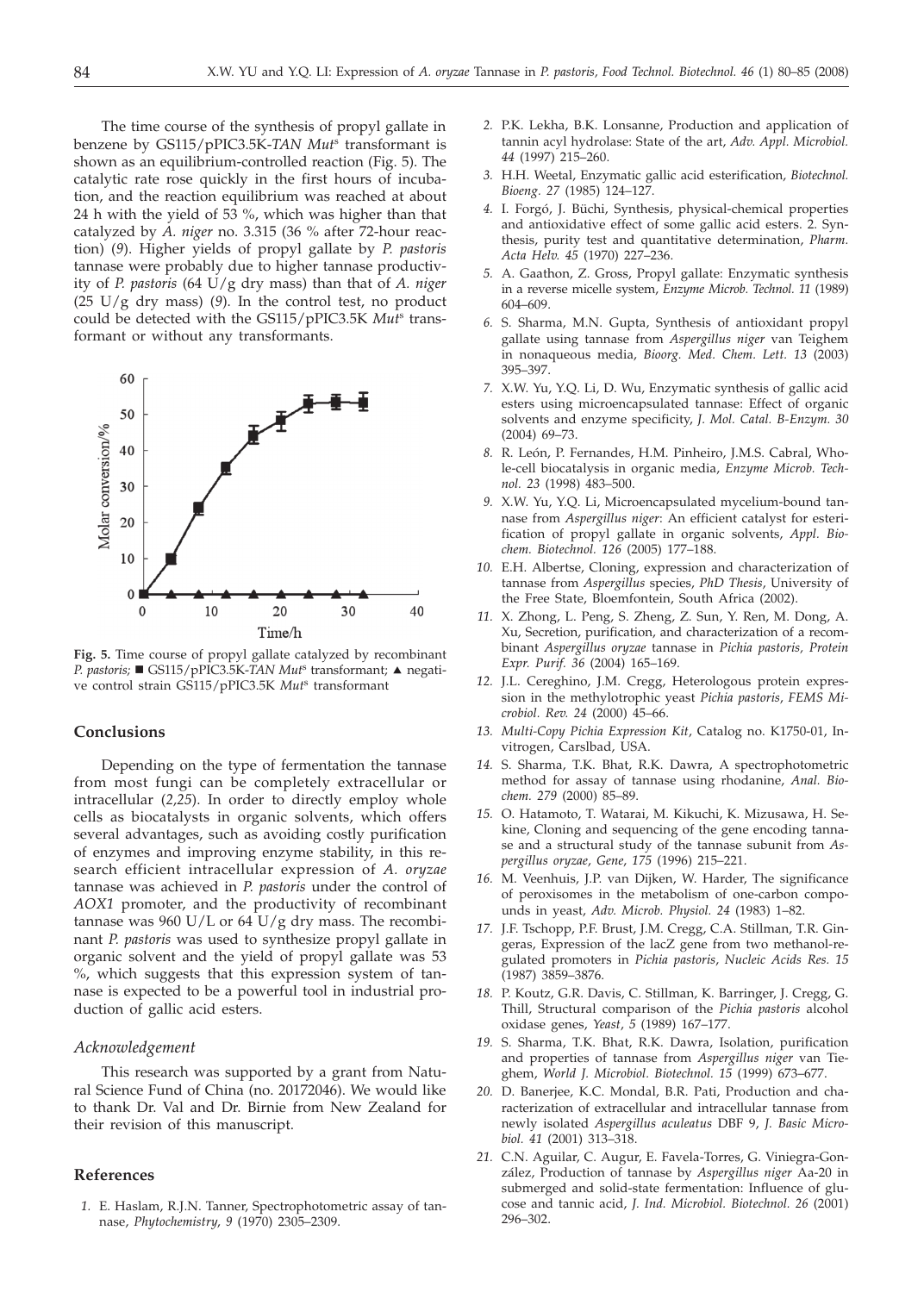The time course of the synthesis of propyl gallate in benzene by GS115/pPIC3.5K-*TAN Mut*[s] transformant is shown as an equilibrium-controlled reaction (Fig. 5). The catalytic rate rose quickly in the first hours of incubation, and the reaction equilibrium was reached at about 24 h with the yield of 53 %, which was higher than that catalyzed by *A. niger* no. 3.315 (36 % after 72-hour reaction) (*9*). Higher yields of propyl gallate by *P. pastoris* tannase were probably due to higher tannase productivity of *P. pastoris* (64 U/g dry mass) than that of *A. niger* (25 U/g dry mass) (*9*). In the control test, no product could be detected with the GS115/pPIC3.5K *Mut*[s] transformant or without any transformants.

**Fig. 5.** Time course of propyl gallate catalyzed by recombinant *P. pastoris;* ■ GS115/pPIC3.5K-*TAN Mut*[s] transformant; ▲ negative control strain GS115/pPIC3.5K *Mut*[s] transformant

## Conclusions

Depending on the type of fermentation the tannase from most fungi can be completely extracellular or intracellular (*2,25*). In order to directly employ whole cells as biocatalysts in organic solvents, which offers several advantages, such as avoiding costly purification of enzymes and improving enzyme stability, in this research efficient intracellular expression of *A. oryzae* tannase was achieved in *P. pastoris* under the control of *AOX1* promoter, and the productivity of recombinant tannase was 960 U/L or 64 U/g dry mass. The recombinant *P. pastoris* was used to synthesize propyl gallate in organic solvent and the yield of propyl gallate was 53 %, which suggests that this expression system of tannase is expected to be a powerful tool in industrial production of gallic acid esters.

### *Acknowledgement*

This research was supported by a grant from Natural Science Fund of China (no. 20172046). We would like to thank Dr. Val and Dr. Birnie from New Zealand for their revision of this manuscript.

## References

1. E. Haslam, R.J.N. Tanner, Spectrophotometric assay of tannase, *Phytochemistry*, *9* (1970) 2305–2309.
2. P.K. Lekha, B.K. Lonsanne, Production and application of tannin acyl hydrolase: State of the art, *Adv. Appl. Microbiol. 44* (1997) 215–260.
3. H.H. Weetal, Enzymatic gallic acid esterification, *Biotechnol. Bioeng. 27* (1985) 124–127.
4. I. Forgó, J. Büchi, Synthesis, physical-chemical properties and antioxidative effect of some gallic acid esters. 2. Synthesis, purity test and quantitative determination, *Pharm. Acta Helv. 45* (1970) 227–236.
5. A. Gaathon, Z. Gross, Propyl gallate: Enzymatic synthesis in a reverse micelle system, *Enzyme Microb. Technol. 11* (1989) 604–609.
6. S. Sharma, M.N. Gupta, Synthesis of antioxidant propyl gallate using tannase from *Aspergillus niger* van Teighem in nonaqueous media, *Bioorg. Med. Chem. Lett. 13* (2003) 395–397.
7. X.W. Yu, Y.Q. Li, D. Wu, Enzymatic synthesis of gallic acid esters using microencapsulated tannase: Effect of organic solvents and enzyme specificity, *J. Mol. Catal. B-Enzym. 30* (2004) 69–73.
8. R. León, P. Fernandes, H.M. Pinheiro, J.M.S. Cabral, Whole-cell biocatalysis in organic media, *Enzyme Microb. Technol. 23* (1998) 483–500.
9. X.W. Yu, Y.Q. Li, Microencapsulated mycelium-bound tannase from *Aspergillus niger*: An efficient catalyst for esterification of propyl gallate in organic solvents, *Appl. Biochem. Biotechnol. 126* (2005) 177–188.
10. E.H. Albertse, Cloning, expression and characterization of tannase from *Aspergillus* species, *PhD Thesis*, University of the Free State, Bloemfontein, South Africa (2002).
11. X. Zhong, L. Peng, S. Zheng, Z. Sun, Y. Ren, M. Dong, A. Xu, Secretion, purification, and characterization of a recombinant *Aspergillus oryzae* tannase in *Pichia pastoris*, *Protein Expr. Purif. 36* (2004) 165–169.
12. J.L. Cereghino, J.M. Cregg, Heterologous protein expression in the methylotrophic yeast *Pichia pastoris*, *FEMS Microbiol. Rev. 24* (2000) 45–66.
13. *Multi-Copy Pichia Expression Kit*, Catalog no. K1750-01, Invitrogen, Carslbad, USA.
14. S. Sharma, T.K. Bhat, R.K. Dawra, A spectrophotometric method for assay of tannase using rhodanine, *Anal. Biochem. 279* (2000) 85–89.
15. O. Hatamoto, T. Watarai, M. Kikuchi, K. Mizusawa, H. Sekine, Cloning and sequencing of the gene encoding tannase and a structural study of the tannase subunit from *Aspergillus oryzae*, *Gene*, *175* (1996) 215–221.
16. M. Veenhuis, J.P. van Dijken, W. Harder, The significance of peroxisomes in the metabolism of one-carbon compounds in yeast, *Adv. Microb. Physiol. 24* (1983) 1–82.
17. J.F. Tschopp, P.F. Brust, J.M. Cregg, C.A. Stillman, T.R. Gingeras, Expression of the lacZ gene from two methanol-regulated promoters in *Pichia pastoris*, *Nucleic Acids Res. 15* (1987) 3859–3876.
18. P. Koutz, G.R. Davis, C. Stillman, K. Barringer, J. Cregg, G. Thill, Structural comparison of the *Pichia pastoris* alcohol oxidase genes, *Yeast*, *5* (1989) 167–177.
19. S. Sharma, T.K. Bhat, R.K. Dawra, Isolation, purification and properties of tannase from *Aspergillus niger* van Tieghem, *World J. Microbiol. Biotechnol. 15* (1999) 673–677.
20. D. Banerjee, K.C. Mondal, B.R. Pati, Production and characterization of extracellular and intracellular tannase from newly isolated *Aspergillus aculeatus* DBF 9, *J. Basic Microbiol. 41* (2001) 313–318.
21. C.N. Aguilar, C. Augur, E. Favela-Torres, G. Viniegra-González, Production of tannase by *Aspergillus niger* Aa-20 in submerged and solid-state fermentation: Influence of glucose and tannic acid, *J. Ind. Microbiol. Biotechnol. 26* (2001) 296–302.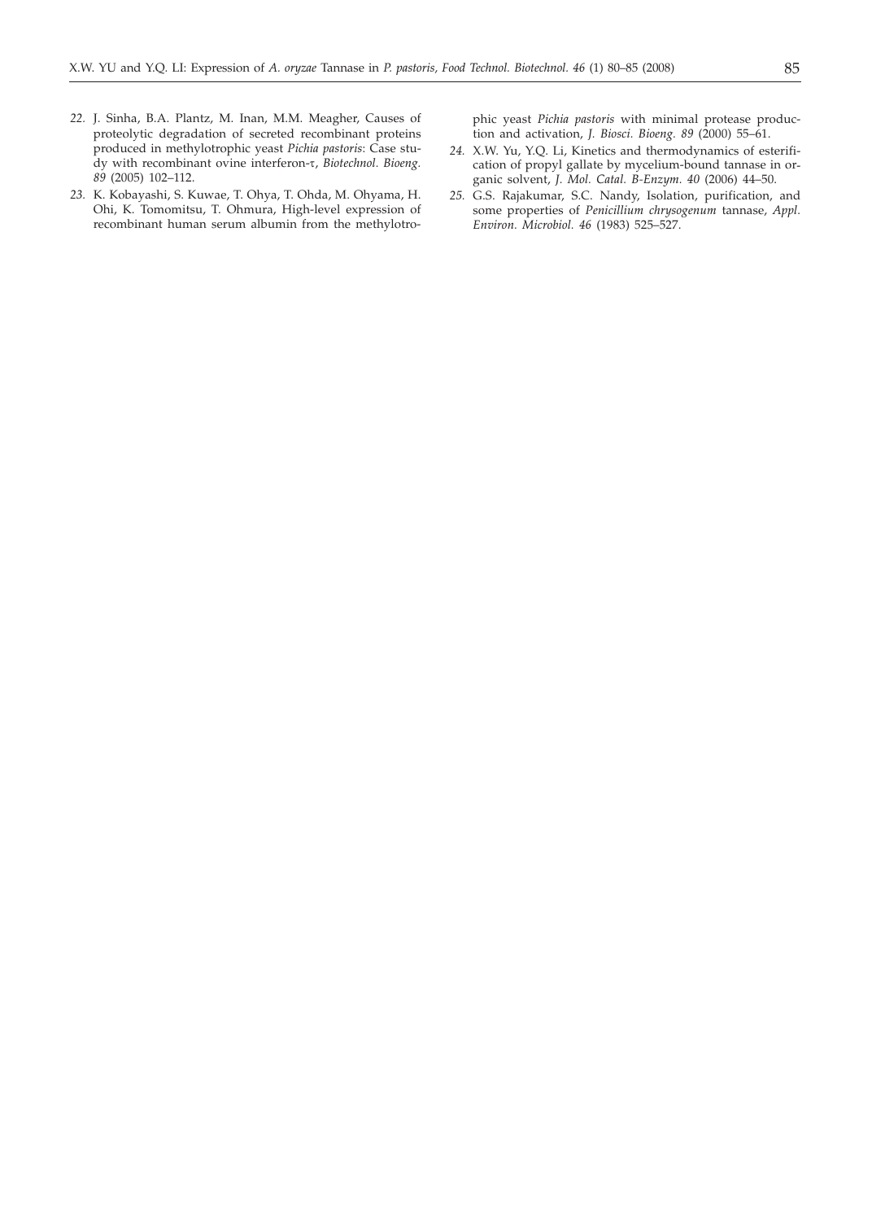22. J. Sinha, B.A. Plantz, M. Inan, M.M. Meagher, Causes of proteolytic degradation of secreted recombinant proteins produced in methylotrophic yeast *Pichia pastoris*: Case study with recombinant ovine interferon-τ, *Biotechnol. Bioeng. 89* (2005) 102–112.

23. K. Kobayashi, S. Kuwae, T. Ohya, T. Ohda, M. Ohyama, H. Ohi, K. Tomomitsu, T. Ohmura, High-level expression of recombinant human serum albumin from the methylotrophic yeast *Pichia pastoris* with minimal protease production and activation, *J. Biosci. Bioeng. 89* (2000) 55–61.

24. X.W. Yu, Y.Q. Li, Kinetics and thermodynamics of esterification of propyl gallate by mycelium-bound tannase in organic solvent, *J. Mol. Catal. B-Enzym. 40* (2006) 44–50.

25. G.S. Rajakumar, S.C. Nandy, Isolation, purification, and some properties of *Penicillium chrysogenum* tannase, *Appl. Environ. Microbiol. 46* (1983) 525–527.